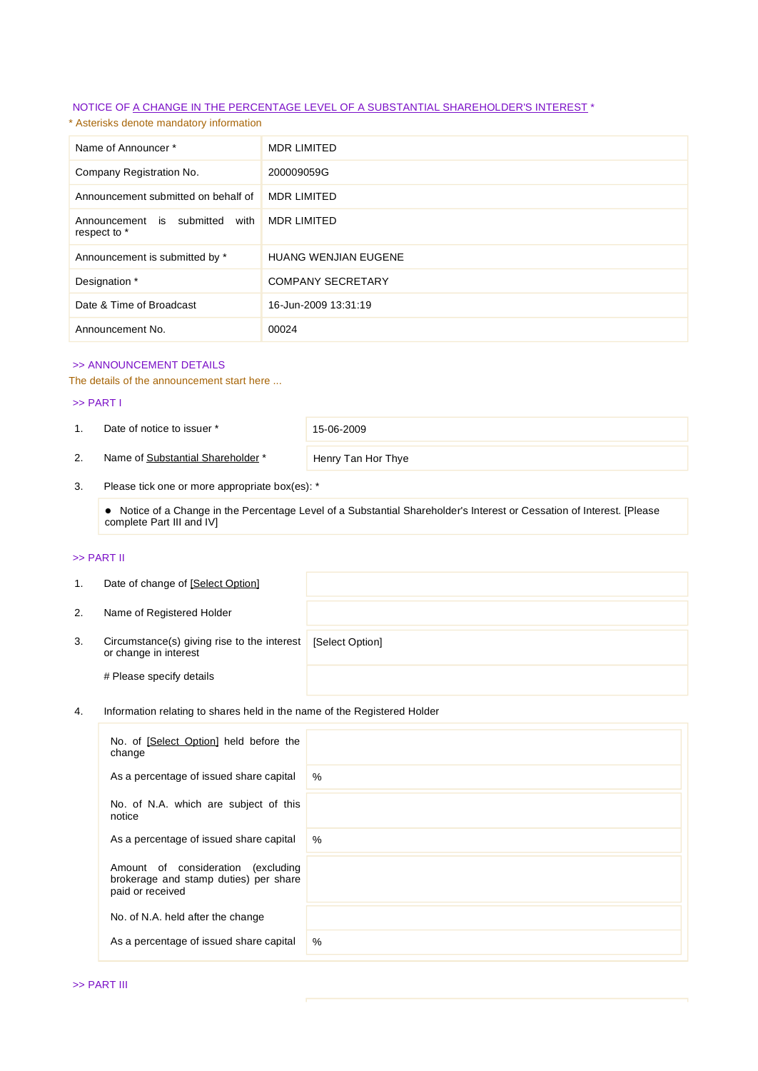NOTICE OF A CHANGE IN THE PERCENTAGE LEVEL OF A SUBSTANTIAL SHAREHOLDER'S INTEREST *

* Asterisks denote mandatory information

| | |
|---|---|
| Name of Announcer * | MDR LIMITED |
| Company Registration No. | 200009059G |
| Announcement submitted on behalf of | MDR LIMITED |
| Announcement is submitted with respect to * | MDR LIMITED |
| Announcement is submitted by * | HUANG WENJIAN EUGENE |
| Designation * | COMPANY SECRETARY |
| Date & Time of Broadcast | 16-Jun-2009 13:31:19 |
| Announcement No. | 00024 |

>> ANNOUNCEMENT DETAILS

The details of the announcement start here ...

>> PART I

| | | |
|---|---|---|
| 1. | Date of notice to issuer * | 15-06-2009 |
| 2. | Name of Substantial Shareholder * | Henry Tan Hor Thye |

3. Please tick one or more appropriate box(es): *

- Notice of a Change in the Percentage Level of a Substantial Shareholder's Interest or Cessation of Interest. [Please complete Part III and IV]

>> PART II

| | | |
|---|---|---|
| 1. | Date of change of [Select Option] | |
| 2. | Name of Registered Holder | |
| 3. | Circumstance(s) giving rise to the interest or change in interest | [Select Option] |
| | # Please specify details | |

4. Information relating to shares held in the name of the Registered Holder

| | |
|---|---|
| No. of [Select Option] held before the change | |
| As a percentage of issued share capital | % |
| No. of N.A. which are subject of this notice | |
| As a percentage of issued share capital | % |
| Amount of consideration (excluding brokerage and stamp duties) per share paid or received | |
| No. of N.A. held after the change | |
| As a percentage of issued share capital | % |

>> PART III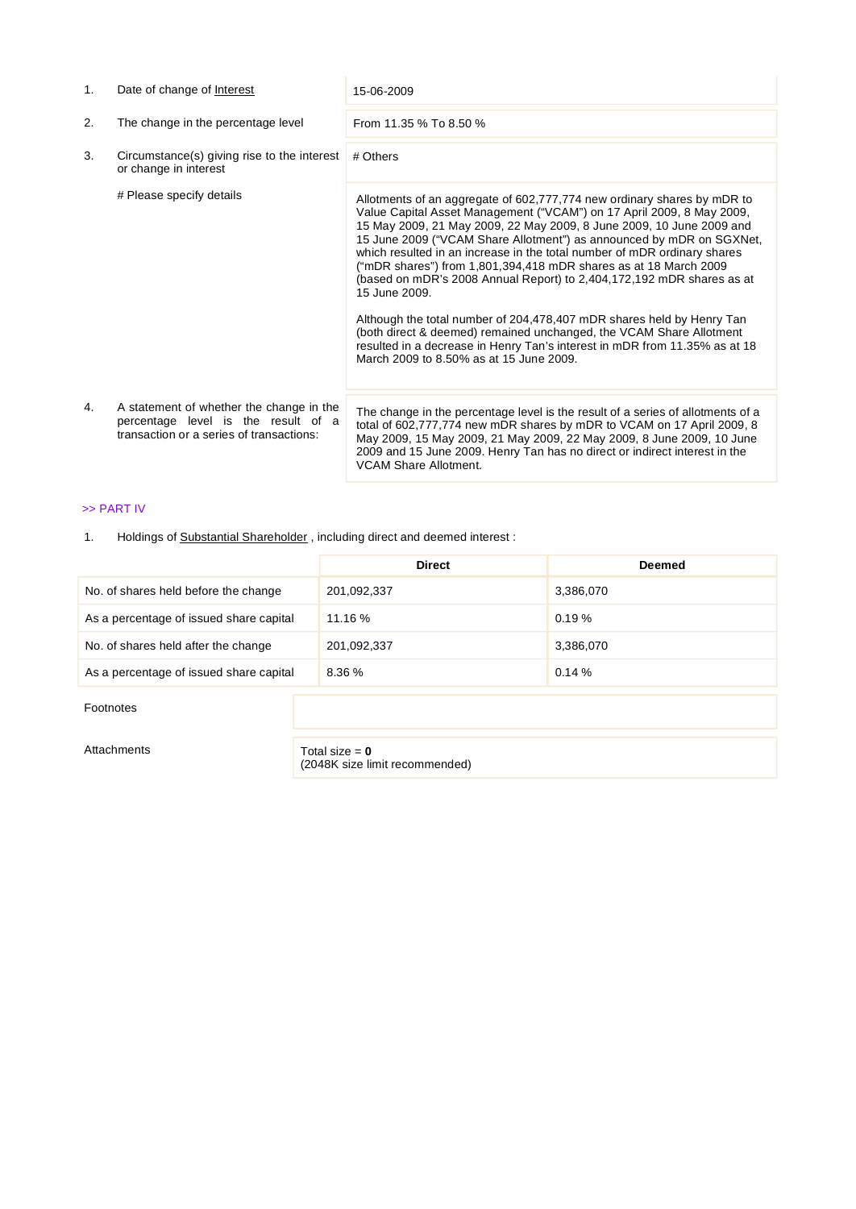| | | |
|---|---|---|
| 1. | Date of change of Interest | 15-06-2009 |
| 2. | The change in the percentage level | From 11.35 % To 8.50 % |
| 3. | Circumstance(s) giving rise to the interest or change in interest | # Others |
| | # Please specify details | Allotments of an aggregate of 602,777,774 new ordinary shares by mDR to Value Capital Asset Management ("VCAM") on 17 April 2009, 8 May 2009, 15 May 2009, 21 May 2009, 22 May 2009, 8 June 2009, 10 June 2009 and 15 June 2009 ("VCAM Share Allotment") as announced by mDR on SGXNet, which resulted in an increase in the total number of mDR ordinary shares ("mDR shares") from 1,801,394,418 mDR shares as at 18 March 2009 (based on mDR's 2008 Annual Report) to 2,404,172,192 mDR shares as at 15 June 2009.<br><br>Although the total number of 204,478,407 mDR shares held by Henry Tan (both direct & deemed) remained unchanged, the VCAM Share Allotment resulted in a decrease in Henry Tan's interest in mDR from 11.35% as at 18 March 2009 to 8.50% as at 15 June 2009. |
| 4. | A statement of whether the change in the percentage level is the result of a transaction or a series of transactions: | The change in the percentage level is the result of a series of allotments of a total of 602,777,774 new mDR shares by mDR to VCAM on 17 April 2009, 8 May 2009, 15 May 2009, 21 May 2009, 22 May 2009, 8 June 2009, 10 June 2009 and 15 June 2009. Henry Tan has no direct or indirect interest in the VCAM Share Allotment. |

>> PART IV

1. Holdings of Substantial Shareholder , including direct and deemed interest :

| | Direct | Deemed |
|---|---|---|
| No. of shares held before the change | 201,092,337 | 3,386,070 |
| As a percentage of issued share capital | 11.16 % | 0.19 % |
| No. of shares held after the change | 201,092,337 | 3,386,070 |
| As a percentage of issued share capital | 8.36 % | 0.14 % |

| | |
|---|---|
| Footnotes | |
| Attachments | Total size = **0**<br>(2048K size limit recommended) |